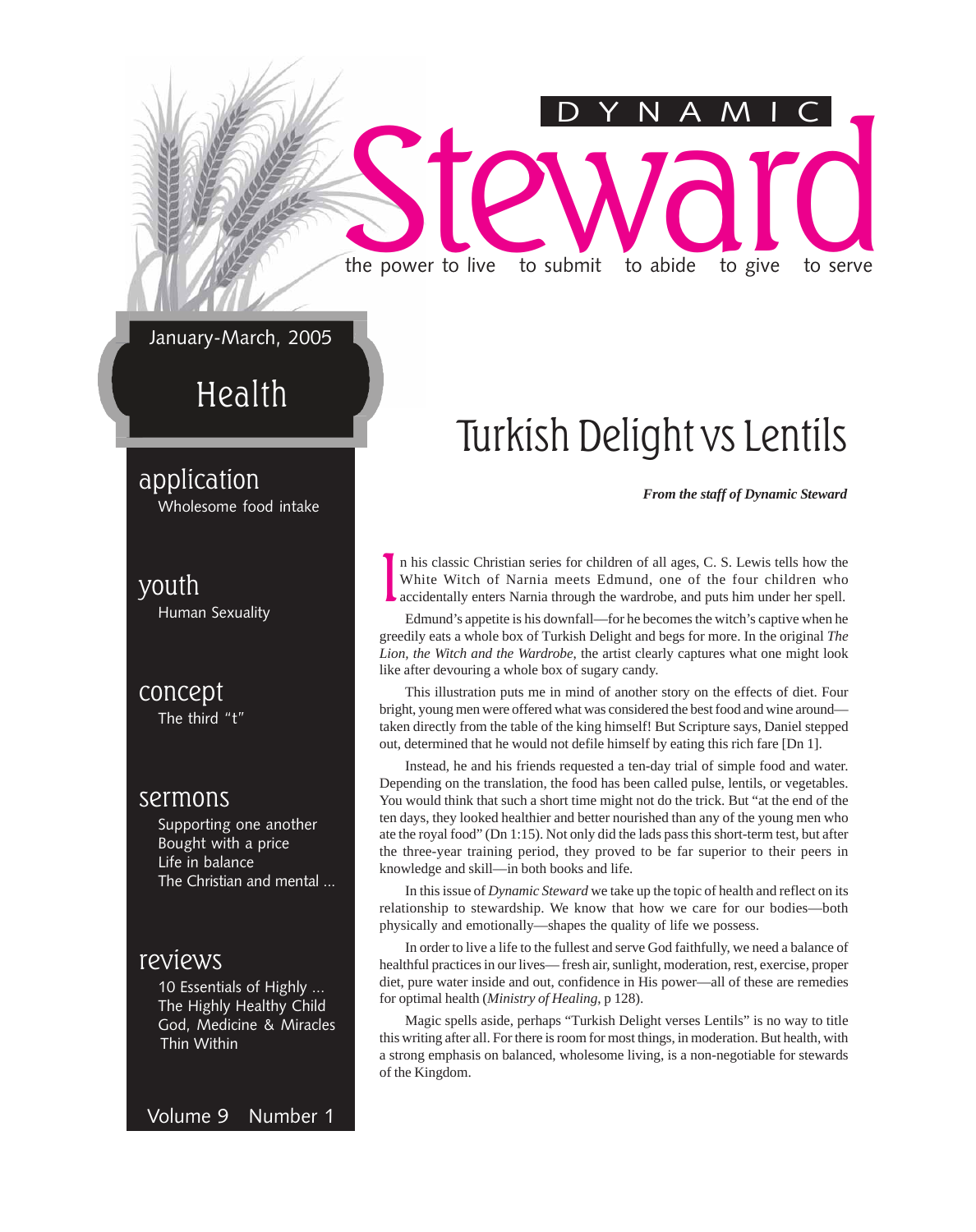# DYNAMIC Steward

the power to live  to submit  to abide  to give  to serve

January-March, 2005

## Health

**application**
Wholesome food intake

**youth**
Human Sexuality

**concept**
The third "t"

**sermons**
Supporting one another
Bought with a price
Life in balance
The Christian and mental …

**reviews**
10 Essentials of Highly …
The Highly Healthy Child
God, Medicine & Miracles
Thin Within

Volume 9 Number 1

# Turkish Delight vs Lentils

***From the staff of Dynamic Steward***

In his classic Christian series for children of all ages, C. S. Lewis tells how the White Witch of Narnia meets Edmund, one of the four children who accidentally enters Narnia through the wardrobe, and puts him under her spell.

Edmund's appetite is his downfall—for he becomes the witch's captive when he greedily eats a whole box of Turkish Delight and begs for more. In the original *The Lion, the Witch and the Wardrobe*, the artist clearly captures what one might look like after devouring a whole box of sugary candy.

This illustration puts me in mind of another story on the effects of diet. Four bright, young men were offered what was considered the best food and wine around—taken directly from the table of the king himself! But Scripture says, Daniel stepped out, determined that he would not defile himself by eating this rich fare [Dn 1].

Instead, he and his friends requested a ten-day trial of simple food and water. Depending on the translation, the food has been called pulse, lentils, or vegetables. You would think that such a short time might not do the trick. But "at the end of the ten days, they looked healthier and better nourished than any of the young men who ate the royal food" (Dn 1:15). Not only did the lads pass this short-term test, but after the three-year training period, they proved to be far superior to their peers in knowledge and skill—in both books and life.

In this issue of *Dynamic Steward* we take up the topic of health and reflect on its relationship to stewardship. We know that how we care for our bodies—both physically and emotionally—shapes the quality of life we possess.

In order to live a life to the fullest and serve God faithfully, we need a balance of healthful practices in our lives— fresh air, sunlight, moderation, rest, exercise, proper diet, pure water inside and out, confidence in His power—all of these are remedies for optimal health (*Ministry of Healing*, p 128).

Magic spells aside, perhaps "Turkish Delight verses Lentils" is no way to title this writing after all. For there is room for most things, in moderation. But health, with a strong emphasis on balanced, wholesome living, is a non-negotiable for stewards of the Kingdom.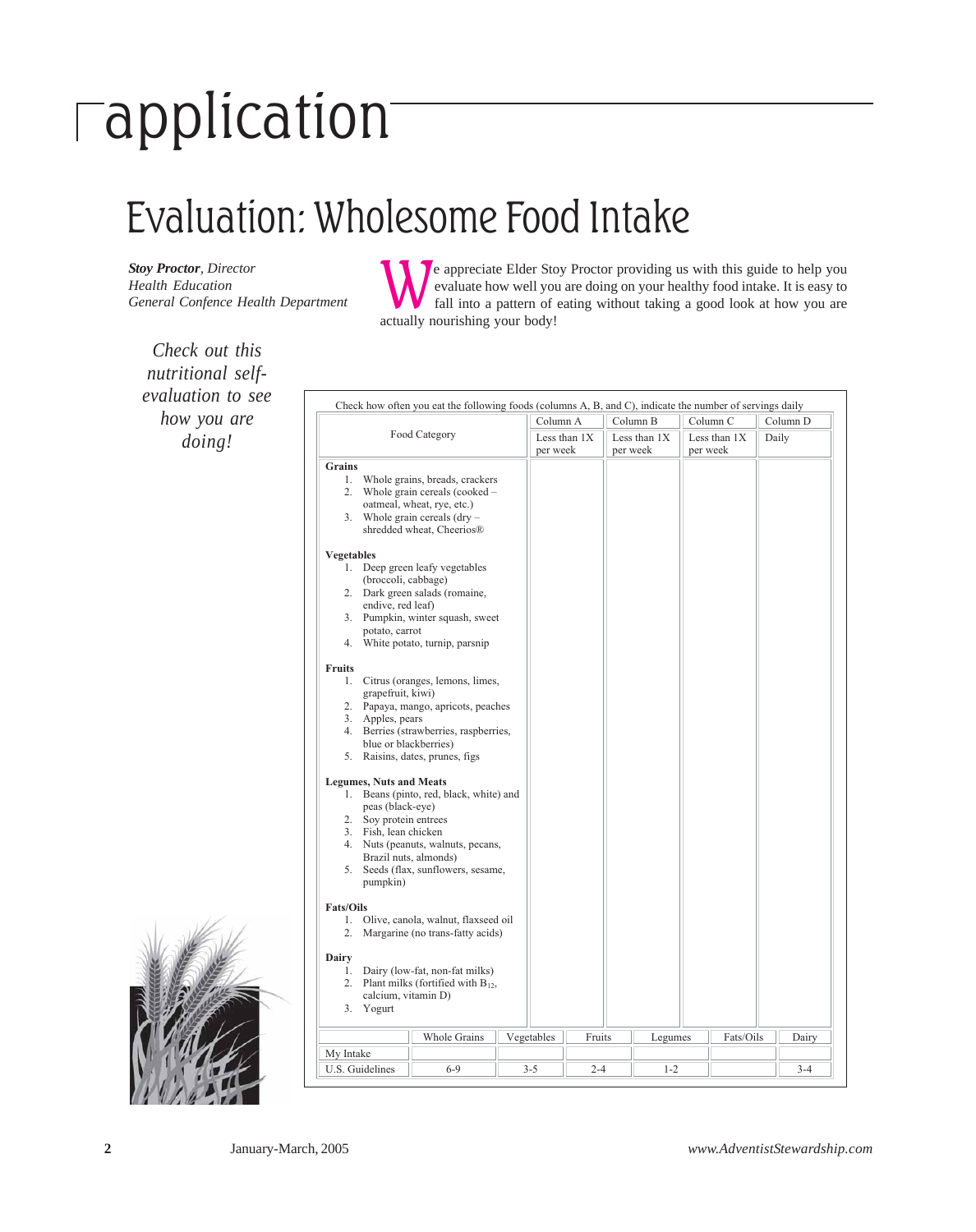# application

## Evaluation: Wholesome Food Intake

***Stoy Proctor**, Director*
*Health Education*
*General Confence Health Department*

We appreciate Elder Stoy Proctor providing us with this guide to help you evaluate how well you are doing on your healthy food intake. It is easy to fall into a pattern of eating without taking a good look at how you are actually nourishing your body!

*Check out this nutritional self-evaluation to see how you are doing!*

Check how often you eat the following foods (columns A, B, and C), indicate the number of servings daily

| Food Category | Column A<br>Less than 1X per week | Column B<br>Less than 1X per week | Column C<br>Less than 1X per week | Column D<br>Daily |
|---|---|---|---|---|
| **Grains** | | | | |
| 1. Whole grains, breads, crackers | | | | |
| 2. Whole grain cereals (cooked – oatmeal, wheat, rye, etc.) | | | | |
| 3. Whole grain cereals (dry – shredded wheat, Cheerios®) | | | | |
| **Vegetables** | | | | |
| 1. Deep green leafy vegetables (broccoli, cabbage) | | | | |
| 2. Dark green salads (romaine, endive, red leaf) | | | | |
| 3. Pumpkin, winter squash, sweet potato, carrot | | | | |
| 4. White potato, turnip, parsnip | | | | |
| **Fruits** | | | | |
| 1. Citrus (oranges, lemons, limes, grapefruit, kiwi) | | | | |
| 2. Papaya, mango, apricots, peaches | | | | |
| 3. Apples, pears | | | | |
| 4. Berries (strawberries, raspberries, blue or blackberries) | | | | |
| 5. Raisins, dates, prunes, figs | | | | |
| **Legumes, Nuts and Meats** | | | | |
| 1. Beans (pinto, red, black, white) and peas (black-eye) | | | | |
| 2. Soy protein entrees | | | | |
| 3. Fish, lean chicken | | | | |
| 4. Nuts (peanuts, walnuts, pecans, Brazil nuts, almonds) | | | | |
| 5. Seeds (flax, sunflowers, sesame, pumpkin) | | | | |
| **Fats/Oils** | | | | |
| 1. Olive, canola, walnut, flaxseed oil | | | | |
| 2. Margarine (no trans-fatty acids) | | | | |
| **Dairy** | | | | |
| 1. Dairy (low-fat, non-fat milks) | | | | |
| 2. Plant milks (fortified with $B_{12}$, calcium, vitamin D) | | | | |
| 3. Yogurt | | | | |

| | Whole Grains | Vegetables | Fruits | Legumes | Fats/Oils | Dairy |
|---|---|---|---|---|---|---|
| My Intake | | | | | | |
| U.S. Guidelines | 6-9 | 3-5 | 2-4 | 1-2 | | 3-4 |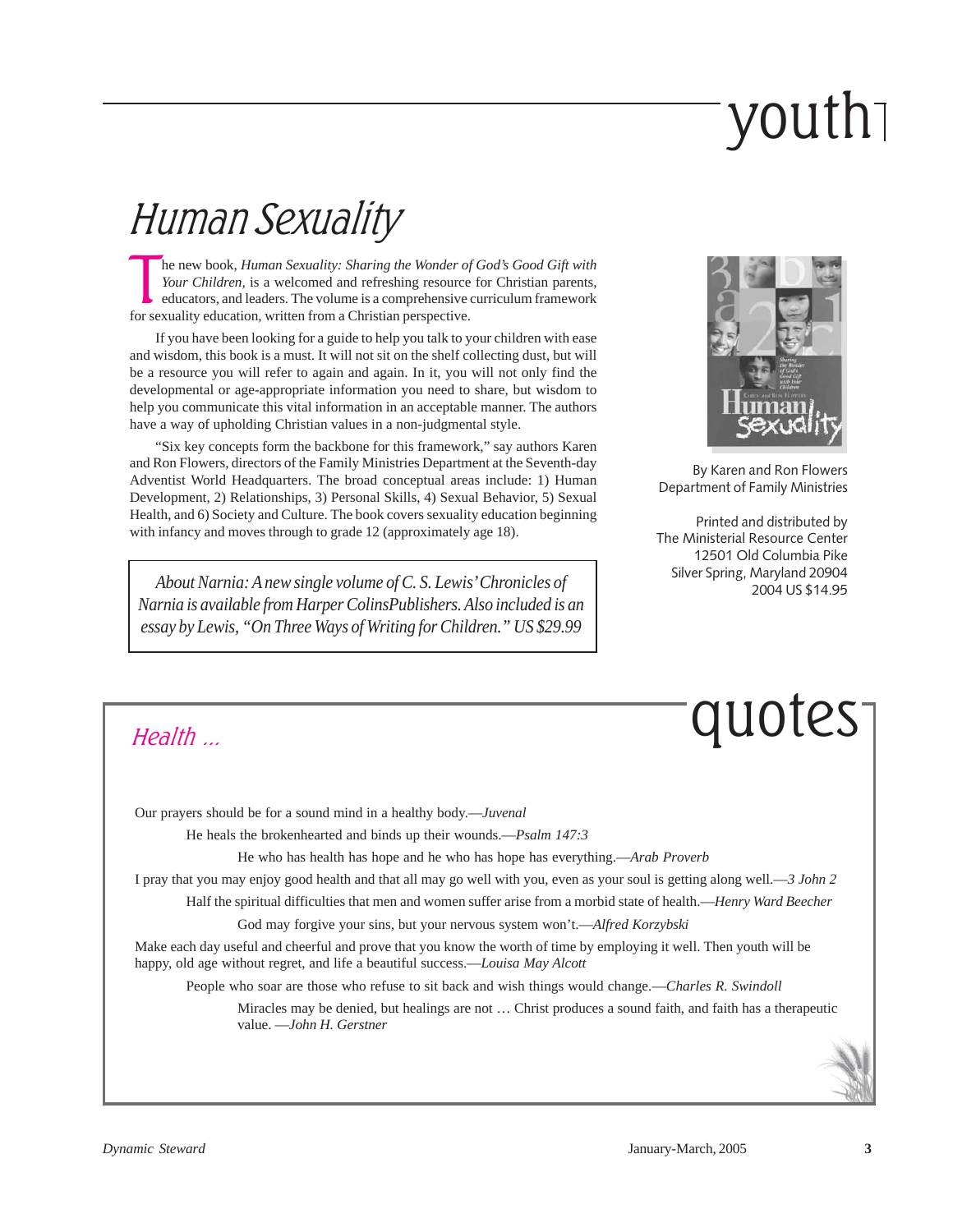# youth

## Human Sexuality

The new book, *Human Sexuality: Sharing the Wonder of God's Good Gift with Your Children,* is a welcomed and refreshing resource for Christian parents, educators, and leaders. The volume is a comprehensive curriculum framework for sexuality education, written from a Christian perspective.

If you have been looking for a guide to help you talk to your children with ease and wisdom, this book is a must. It will not sit on the shelf collecting dust, but will be a resource you will refer to again and again. In it, you will not only find the developmental or age-appropriate information you need to share, but wisdom to help you communicate this vital information in an acceptable manner. The authors have a way of upholding Christian values in a non-judgmental style.

"Six key concepts form the backbone for this framework," say authors Karen and Ron Flowers, directors of the Family Ministries Department at the Seventh-day Adventist World Headquarters. The broad conceptual areas include: 1) Human Development, 2) Relationships, 3) Personal Skills, 4) Sexual Behavior, 5) Sexual Health, and 6) Society and Culture. The book covers sexuality education beginning with infancy and moves through to grade 12 (approximately age 18).

By Karen and Ron Flowers
Department of Family Ministries

Printed and distributed by
The Ministerial Resource Center
12501 Old Columbia Pike
Silver Spring, Maryland 20904
2004 US $14.95

*About Narnia: A new single volume of C. S. Lewis' Chronicles of Narnia is available from Harper ColinsPublishers. Also included is an essay by Lewis, "On Three Ways of Writing for Children." US $29.99*

# quotes

## Health …

Our prayers should be for a sound mind in a healthy body.—*Juvenal*

He heals the brokenhearted and binds up their wounds.—*Psalm 147:3*

He who has health has hope and he who has hope has everything.—*Arab Proverb*

I pray that you may enjoy good health and that all may go well with you, even as your soul is getting along well.—*3 John 2*

Half the spiritual difficulties that men and women suffer arise from a morbid state of health.—*Henry Ward Beecher*

God may forgive your sins, but your nervous system won't.—*Alfred Korzybski*

Make each day useful and cheerful and prove that you know the worth of time by employing it well. Then youth will be happy, old age without regret, and life a beautiful success.—*Louisa May Alcott*

People who soar are those who refuse to sit back and wish things would change.—*Charles R. Swindoll*

Miracles may be denied, but healings are not … Christ produces a sound faith, and faith has a therapeutic value. —*John H. Gerstner*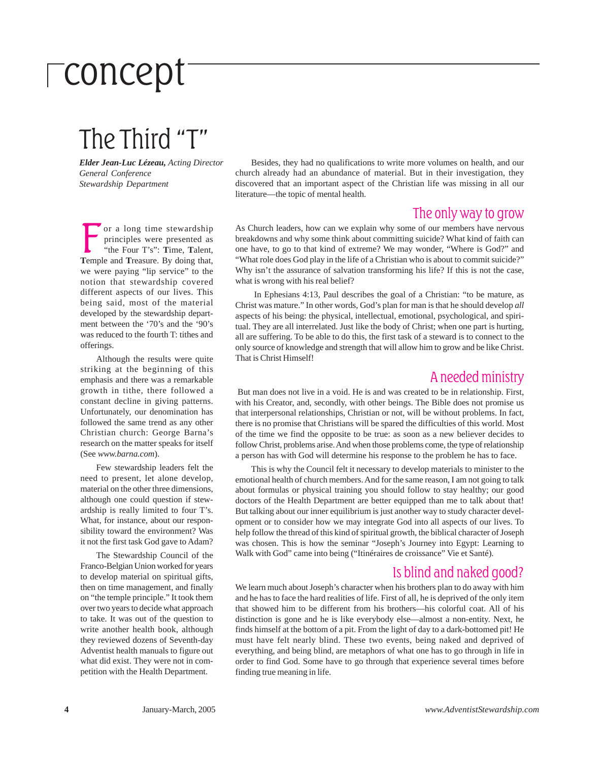# concept

## The Third "T"

***Elder Jean-Luc Lézeau,** Acting Director*
*General Conference*
*Stewardship Department*

For a long time stewardship principles were presented as "the Four T's": **T**ime, **T**alent, **T**emple and **T**reasure. By doing that, we were paying "lip service" to the notion that stewardship covered different aspects of our lives. This being said, most of the material developed by the stewardship department between the '70's and the '90's was reduced to the fourth T: tithes and offerings.

Although the results were quite striking at the beginning of this emphasis and there was a remarkable growth in tithe, there followed a constant decline in giving patterns. Unfortunately, our denomination has followed the same trend as any other Christian church: George Barna's research on the matter speaks for itself (See *www.barna.com*).

Few stewardship leaders felt the need to present, let alone develop, material on the other three dimensions, although one could question if stewardship is really limited to four T's. What, for instance, about our responsibility toward the environment? Was it not the first task God gave to Adam?

The Stewardship Council of the Franco-Belgian Union worked for years to develop material on spiritual gifts, then on time management, and finally on "the temple principle." It took them over two years to decide what approach to take. It was out of the question to write another health book, although they reviewed dozens of Seventh-day Adventist health manuals to figure out what did exist. They were not in competition with the Health Department.

Besides, they had no qualifications to write more volumes on health, and our church already had an abundance of material. But in their investigation, they discovered that an important aspect of the Christian life was missing in all our literature—the topic of mental health.

### The only way to grow

As Church leaders, how can we explain why some of our members have nervous breakdowns and why some think about committing suicide? What kind of faith can one have, to go to that kind of extreme? We may wonder, "Where is God?" and "What role does God play in the life of a Christian who is about to commit suicide?" Why isn't the assurance of salvation transforming his life? If this is not the case, what is wrong with his real belief?

In Ephesians 4:13, Paul describes the goal of a Christian: "to be mature, as Christ was mature." In other words, God's plan for man is that he should develop *all* aspects of his being: the physical, intellectual, emotional, psychological, and spiritual. They are all interrelated. Just like the body of Christ; when one part is hurting, all are suffering. To be able to do this, the first task of a steward is to connect to the only source of knowledge and strength that will allow him to grow and be like Christ. That is Christ Himself!

### A needed ministry

But man does not live in a void. He is and was created to be in relationship. First, with his Creator, and, secondly, with other beings. The Bible does not promise us that interpersonal relationships, Christian or not, will be without problems. In fact, there is no promise that Christians will be spared the difficulties of this world. Most of the time we find the opposite to be true: as soon as a new believer decides to follow Christ, problems arise. And when those problems come, the type of relationship a person has with God will determine his response to the problem he has to face.

This is why the Council felt it necessary to develop materials to minister to the emotional health of church members. And for the same reason, I am not going to talk about formulas or physical training you should follow to stay healthy; our good doctors of the Health Department are better equipped than me to talk about that! But talking about our inner equilibrium is just another way to study character development or to consider how we may integrate God into all aspects of our lives. To help follow the thread of this kind of spiritual growth, the biblical character of Joseph was chosen. This is how the seminar "Joseph's Journey into Egypt: Learning to Walk with God" came into being ("Itinéraires de croissance" Vie et Santé).

### Is blind and naked good?

We learn much about Joseph's character when his brothers plan to do away with him and he has to face the hard realities of life. First of all, he is deprived of the only item that showed him to be different from his brothers—his colorful coat. All of his distinction is gone and he is like everybody else—almost a non-entity. Next, he finds himself at the bottom of a pit. From the light of day to a dark-bottomed pit! He must have felt nearly blind. These two events, being naked and deprived of everything, and being blind, are metaphors of what one has to go through in life in order to find God. Some have to go through that experience several times before finding true meaning in life.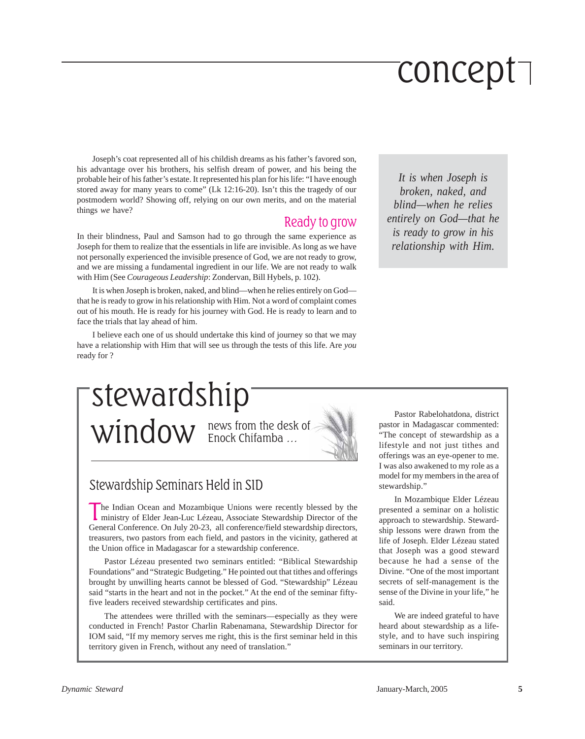# concept

Joseph's coat represented all of his childish dreams as his father's favored son, his advantage over his brothers, his selfish dream of power, and his being the probable heir of his father's estate. It represented his plan for his life: "I have enough stored away for many years to come" (Lk 12:16-20). Isn't this the tragedy of our postmodern world? Showing off, relying on our own merits, and on the material things *we* have?

## Ready to grow

In their blindness, Paul and Samson had to go through the same experience as Joseph for them to realize that the essentials in life are invisible. As long as we have not personally experienced the invisible presence of God, we are not ready to grow, and we are missing a fundamental ingredient in our life. We are not ready to walk with Him (See *Courageous Leadership*: Zondervan, Bill Hybels, p. 102).

It is when Joseph is broken, naked, and blind—when he relies entirely on God—that he is ready to grow in his relationship with Him. Not a word of complaint comes out of his mouth. He is ready for his journey with God. He is ready to learn and to face the trials that lay ahead of him.

I believe each one of us should undertake this kind of journey so that we may have a relationship with Him that will see us through the tests of this life. Are *you* ready for ?

> *It is when Joseph is broken, naked, and blind—when he relies entirely on God—that he is ready to grow in his relationship with Him.*

# stewardship window

news from the desk of Enock Chifamba …

## Stewardship Seminars Held in SID

The Indian Ocean and Mozambique Unions were recently blessed by the ministry of Elder Jean-Luc Lézeau, Associate Stewardship Director of the General Conference. On July 20-23, all conference/field stewardship directors, treasurers, two pastors from each field, and pastors in the vicinity, gathered at the Union office in Madagascar for a stewardship conference.

Pastor Lézeau presented two seminars entitled: "Biblical Stewardship Foundations" and "Strategic Budgeting." He pointed out that tithes and offerings brought by unwilling hearts cannot be blessed of God. "Stewardship" Lézeau said "starts in the heart and not in the pocket." At the end of the seminar fifty-five leaders received stewardship certificates and pins.

The attendees were thrilled with the seminars—especially as they were conducted in French! Pastor Charlin Rabenamana, Stewardship Director for IOM said, "If my memory serves me right, this is the first seminar held in this territory given in French, without any need of translation."

Pastor Rabelohatdona, district pastor in Madagascar commented: "The concept of stewardship as a lifestyle and not just tithes and offerings was an eye-opener to me. I was also awakened to my role as a model for my members in the area of stewardship."

In Mozambique Elder Lézeau presented a seminar on a holistic approach to stewardship. Stewardship lessons were drawn from the life of Joseph. Elder Lézeau stated that Joseph was a good steward because he had a sense of the Divine. "One of the most important secrets of self-management is the sense of the Divine in your life," he said.

We are indeed grateful to have heard about stewardship as a lifestyle, and to have such inspiring seminars in our territory.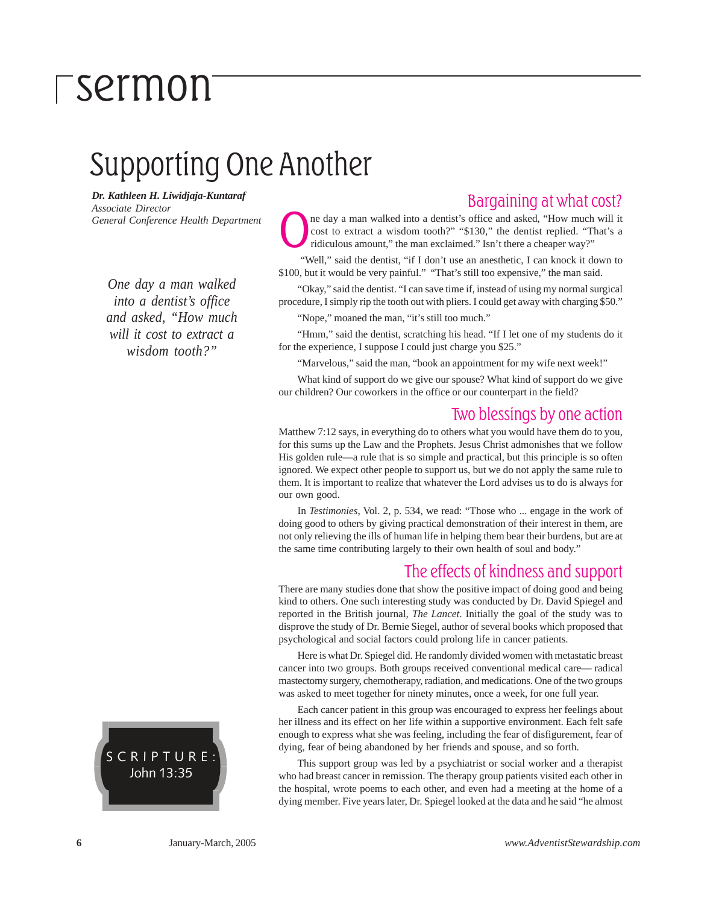# sermon

## Supporting One Another

***Dr. Kathleen H. Liwidjaja-Kuntaraf***
*Associate Director*
*General Conference Health Department*

*One day a man walked into a dentist's office and asked, "How much will it cost to extract a wisdom tooth?"*

SCRIPTURE: John 13:35

### Bargaining at what cost?

One day a man walked into a dentist's office and asked, "How much will it cost to extract a wisdom tooth?" "$130," the dentist replied. "That's a ridiculous amount," the man exclaimed." Isn't there a cheaper way?"

"Well," said the dentist, "if I don't use an anesthetic, I can knock it down to $100, but it would be very painful." "That's still too expensive," the man said.

"Okay," said the dentist. "I can save time if, instead of using my normal surgical procedure, I simply rip the tooth out with pliers. I could get away with charging $50."

"Nope," moaned the man, "it's still too much."

"Hmm," said the dentist, scratching his head. "If I let one of my students do it for the experience, I suppose I could just charge you $25."

"Marvelous," said the man, "book an appointment for my wife next week!"

What kind of support do we give our spouse? What kind of support do we give our children? Our coworkers in the office or our counterpart in the field?

### Two blessings by one action

Matthew 7:12 says, in everything do to others what you would have them do to you, for this sums up the Law and the Prophets. Jesus Christ admonishes that we follow His golden rule—a rule that is so simple and practical, but this principle is so often ignored. We expect other people to support us, but we do not apply the same rule to them. It is important to realize that whatever the Lord advises us to do is always for our own good.

In *Testimonies*, Vol. 2, p. 534, we read: "Those who ... engage in the work of doing good to others by giving practical demonstration of their interest in them, are not only relieving the ills of human life in helping them bear their burdens, but are at the same time contributing largely to their own health of soul and body."

### The effects of kindness and support

There are many studies done that show the positive impact of doing good and being kind to others. One such interesting study was conducted by Dr. David Spiegel and reported in the British journal, *The Lancet*. Initially the goal of the study was to disprove the study of Dr. Bernie Siegel, author of several books which proposed that psychological and social factors could prolong life in cancer patients.

Here is what Dr. Spiegel did. He randomly divided women with metastatic breast cancer into two groups. Both groups received conventional medical care— radical mastectomy surgery, chemotherapy, radiation, and medications. One of the two groups was asked to meet together for ninety minutes, once a week, for one full year.

Each cancer patient in this group was encouraged to express her feelings about her illness and its effect on her life within a supportive environment. Each felt safe enough to express what she was feeling, including the fear of disfigurement, fear of dying, fear of being abandoned by her friends and spouse, and so forth.

This support group was led by a psychiatrist or social worker and a therapist who had breast cancer in remission. The therapy group patients visited each other in the hospital, wrote poems to each other, and even had a meeting at the home of a dying member. Five years later, Dr. Spiegel looked at the data and he said "he almost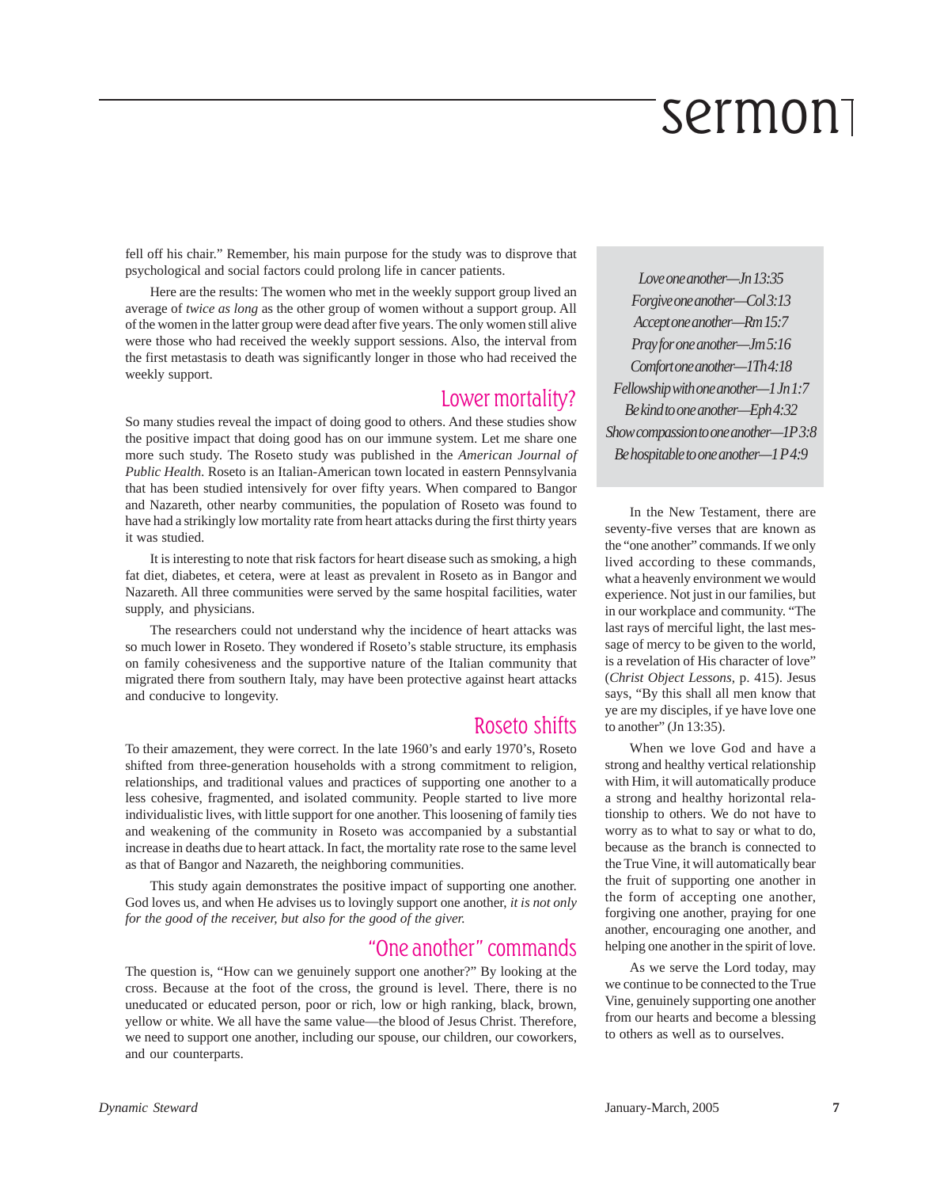fell off his chair." Remember, his main purpose for the study was to disprove that psychological and social factors could prolong life in cancer patients.

Here are the results: The women who met in the weekly support group lived an average of *twice as long* as the other group of women without a support group. All of the women in the latter group were dead after five years. The only women still alive were those who had received the weekly support sessions. Also, the interval from the first metastasis to death was significantly longer in those who had received the weekly support.

## Lower mortality?

So many studies reveal the impact of doing good to others. And these studies show the positive impact that doing good has on our immune system. Let me share one more such study. The Roseto study was published in the *American Journal of Public Health*. Roseto is an Italian-American town located in eastern Pennsylvania that has been studied intensively for over fifty years. When compared to Bangor and Nazareth, other nearby communities, the population of Roseto was found to have had a strikingly low mortality rate from heart attacks during the first thirty years it was studied.

It is interesting to note that risk factors for heart disease such as smoking, a high fat diet, diabetes, et cetera, were at least as prevalent in Roseto as in Bangor and Nazareth. All three communities were served by the same hospital facilities, water supply, and physicians.

The researchers could not understand why the incidence of heart attacks was so much lower in Roseto. They wondered if Roseto's stable structure, its emphasis on family cohesiveness and the supportive nature of the Italian community that migrated there from southern Italy, may have been protective against heart attacks and conducive to longevity.

## Roseto shifts

To their amazement, they were correct. In the late 1960's and early 1970's, Roseto shifted from three-generation households with a strong commitment to religion, relationships, and traditional values and practices of supporting one another to a less cohesive, fragmented, and isolated community. People started to live more individualistic lives, with little support for one another. This loosening of family ties and weakening of the community in Roseto was accompanied by a substantial increase in deaths due to heart attack. In fact, the mortality rate rose to the same level as that of Bangor and Nazareth, the neighboring communities.

This study again demonstrates the positive impact of supporting one another. God loves us, and when He advises us to lovingly support one another, *it is not only for the good of the receiver, but also for the good of the giver.*

## "One another" commands

The question is, "How can we genuinely support one another?" By looking at the cross. Because at the foot of the cross, the ground is level. There, there is no uneducated or educated person, poor or rich, low or high ranking, black, brown, yellow or white. We all have the same value—the blood of Jesus Christ. Therefore, we need to support one another, including our spouse, our children, our coworkers, and our counterparts.

*Love one another—Jn 13:35*
*Forgive one another—Col 3:13*
*Accept one another—Rm 15:7*
*Pray for one another—Jm 5:16*
*Comfort one another—1Th 4:18*
*Fellowship with one another—1 Jn 1:7*
*Be kind to one another—Eph 4:32*
*Show compassion to one another—1P 3:8*
*Be hospitable to one another—1 P 4:9*

In the New Testament, there are seventy-five verses that are known as the "one another" commands. If we only lived according to these commands, what a heavenly environment we would experience. Not just in our families, but in our workplace and community. "The last rays of merciful light, the last message of mercy to be given to the world, is a revelation of His character of love" (*Christ Object Lessons*, p. 415). Jesus says, "By this shall all men know that ye are my disciples, if ye have love one to another" (Jn 13:35).

When we love God and have a strong and healthy vertical relationship with Him, it will automatically produce a strong and healthy horizontal relationship to others. We do not have to worry as to what to say or what to do, because as the branch is connected to the True Vine, it will automatically bear the fruit of supporting one another in the form of accepting one another, forgiving one another, praying for one another, encouraging one another, and helping one another in the spirit of love.

As we serve the Lord today, may we continue to be connected to the True Vine, genuinely supporting one another from our hearts and become a blessing to others as well as to ourselves.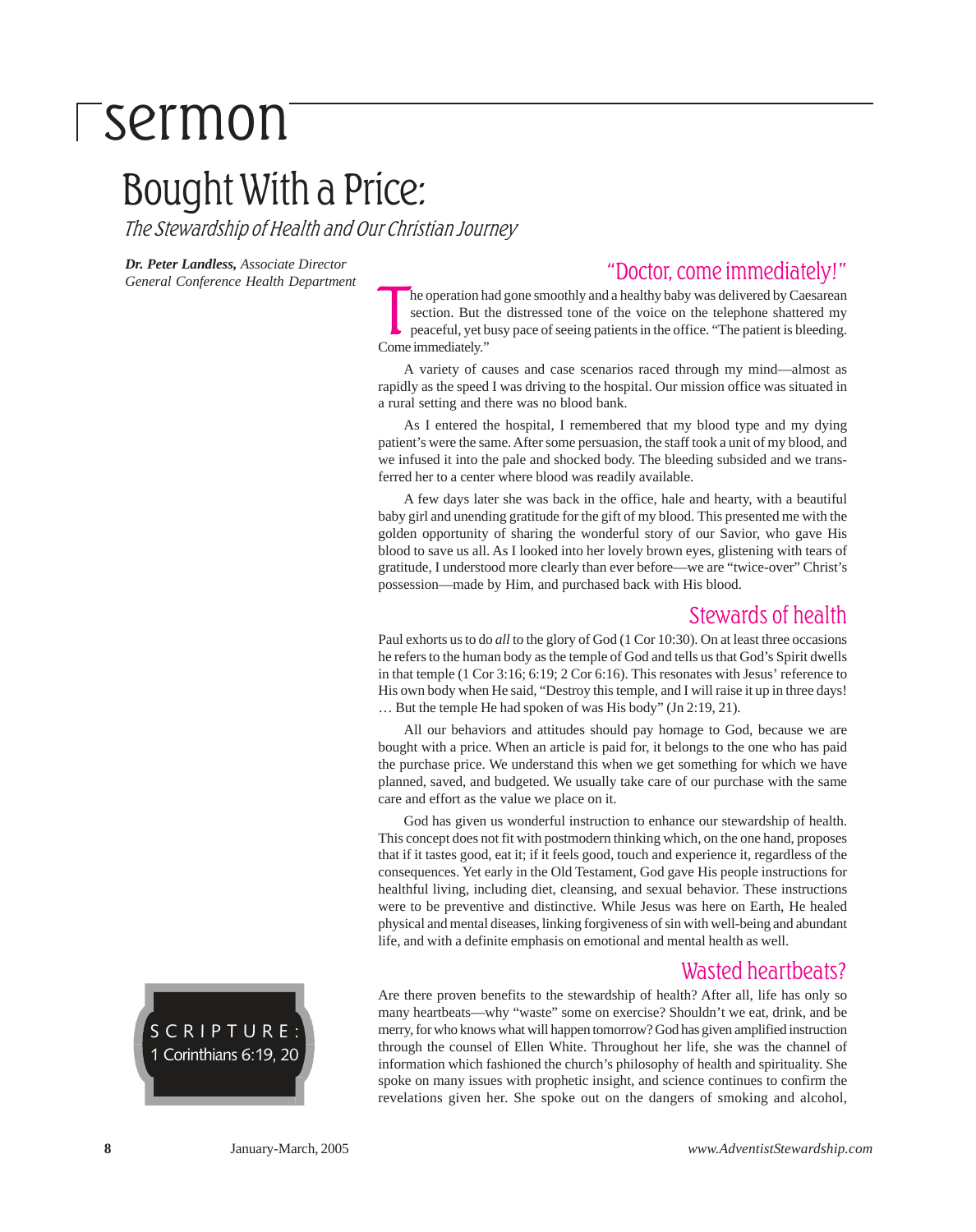# sermon

## Bought With a Price:

*The Stewardship of Health and Our Christian Journey*

***Dr. Peter Landless,*** *Associate Director General Conference Health Department*

SCRIPTURE: 1 Corinthians 6:19, 20

### "Doctor, come immediately!"

The operation had gone smoothly and a healthy baby was delivered by Caesarean section. But the distressed tone of the voice on the telephone shattered my peaceful, yet busy pace of seeing patients in the office. "The patient is bleeding. Come immediately."

A variety of causes and case scenarios raced through my mind—almost as rapidly as the speed I was driving to the hospital. Our mission office was situated in a rural setting and there was no blood bank.

As I entered the hospital, I remembered that my blood type and my dying patient's were the same. After some persuasion, the staff took a unit of my blood, and we infused it into the pale and shocked body. The bleeding subsided and we transferred her to a center where blood was readily available.

A few days later she was back in the office, hale and hearty, with a beautiful baby girl and unending gratitude for the gift of my blood. This presented me with the golden opportunity of sharing the wonderful story of our Savior, who gave His blood to save us all. As I looked into her lovely brown eyes, glistening with tears of gratitude, I understood more clearly than ever before—we are "twice-over" Christ's possession—made by Him, and purchased back with His blood.

### Stewards of health

Paul exhorts us to do *all* to the glory of God (1 Cor 10:30). On at least three occasions he refers to the human body as the temple of God and tells us that God's Spirit dwells in that temple (1 Cor 3:16; 6:19; 2 Cor 6:16). This resonates with Jesus' reference to His own body when He said, "Destroy this temple, and I will raise it up in three days! … But the temple He had spoken of was His body" (Jn 2:19, 21).

All our behaviors and attitudes should pay homage to God, because we are bought with a price. When an article is paid for, it belongs to the one who has paid the purchase price. We understand this when we get something for which we have planned, saved, and budgeted. We usually take care of our purchase with the same care and effort as the value we place on it.

God has given us wonderful instruction to enhance our stewardship of health. This concept does not fit with postmodern thinking which, on the one hand, proposes that if it tastes good, eat it; if it feels good, touch and experience it, regardless of the consequences. Yet early in the Old Testament, God gave His people instructions for healthful living, including diet, cleansing, and sexual behavior. These instructions were to be preventive and distinctive. While Jesus was here on Earth, He healed physical and mental diseases, linking forgiveness of sin with well-being and abundant life, and with a definite emphasis on emotional and mental health as well.

### Wasted heartbeats?

Are there proven benefits to the stewardship of health? After all, life has only so many heartbeats—why "waste" some on exercise? Shouldn't we eat, drink, and be merry, for who knows what will happen tomorrow? God has given amplified instruction through the counsel of Ellen White. Throughout her life, she was the channel of information which fashioned the church's philosophy of health and spirituality. She spoke on many issues with prophetic insight, and science continues to confirm the revelations given her. She spoke out on the dangers of smoking and alcohol,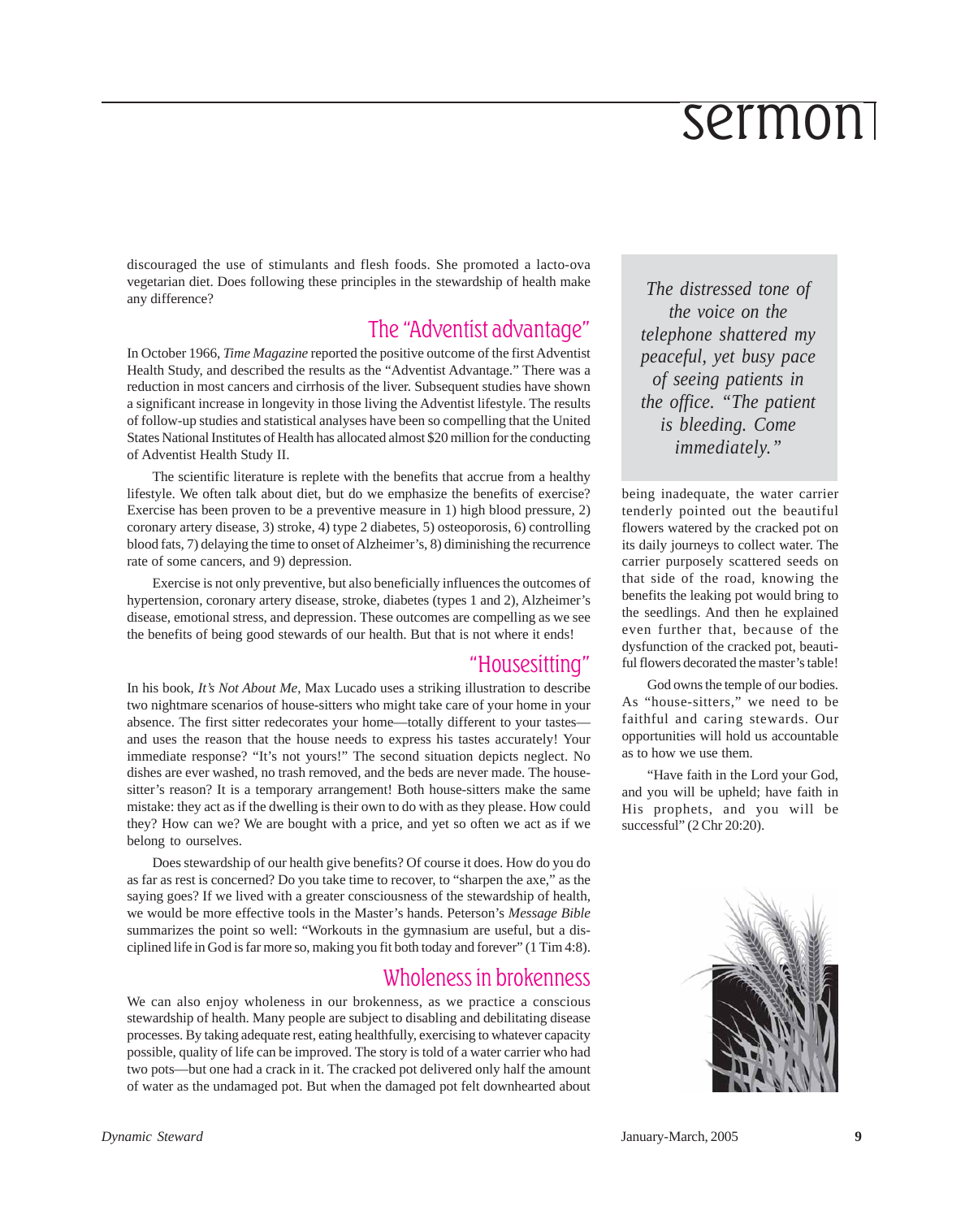discouraged the use of stimulants and flesh foods. She promoted a lacto-ova vegetarian diet. Does following these principles in the stewardship of health make any difference?

## The "Adventist advantage"

In October 1966, *Time Magazine* reported the positive outcome of the first Adventist Health Study, and described the results as the "Adventist Advantage." There was a reduction in most cancers and cirrhosis of the liver. Subsequent studies have shown a significant increase in longevity in those living the Adventist lifestyle. The results of follow-up studies and statistical analyses have been so compelling that the United States National Institutes of Health has allocated almost $20 million for the conducting of Adventist Health Study II.

The scientific literature is replete with the benefits that accrue from a healthy lifestyle. We often talk about diet, but do we emphasize the benefits of exercise? Exercise has been proven to be a preventive measure in 1) high blood pressure, 2) coronary artery disease, 3) stroke, 4) type 2 diabetes, 5) osteoporosis, 6) controlling blood fats, 7) delaying the time to onset of Alzheimer's, 8) diminishing the recurrence rate of some cancers, and 9) depression.

Exercise is not only preventive, but also beneficially influences the outcomes of hypertension, coronary artery disease, stroke, diabetes (types 1 and 2), Alzheimer's disease, emotional stress, and depression. These outcomes are compelling as we see the benefits of being good stewards of our health. But that is not where it ends!

## "Housesitting"

In his book, *It's Not About Me,* Max Lucado uses a striking illustration to describe two nightmare scenarios of house-sitters who might take care of your home in your absence. The first sitter redecorates your home—totally different to your tastes—and uses the reason that the house needs to express his tastes accurately! Your immediate response? "It's not yours!" The second situation depicts neglect. No dishes are ever washed, no trash removed, and the beds are never made. The house-sitter's reason? It is a temporary arrangement! Both house-sitters make the same mistake: they act as if the dwelling is their own to do with as they please. How could they? How can we? We are bought with a price, and yet so often we act as if we belong to ourselves.

Does stewardship of our health give benefits? Of course it does. How do you do as far as rest is concerned? Do you take time to recover, to "sharpen the axe," as the saying goes? If we lived with a greater consciousness of the stewardship of health, we would be more effective tools in the Master's hands. Peterson's *Message Bible* summarizes the point so well: "Workouts in the gymnasium are useful, but a disciplined life in God is far more so, making you fit both today and forever" (1 Tim 4:8).

## Wholeness in brokenness

We can also enjoy wholeness in our brokenness, as we practice a conscious stewardship of health. Many people are subject to disabling and debilitating disease processes. By taking adequate rest, eating healthfully, exercising to whatever capacity possible, quality of life can be improved. The story is told of a water carrier who had two pots—but one had a crack in it. The cracked pot delivered only half the amount of water as the undamaged pot. But when the damaged pot felt downhearted about being inadequate, the water carrier tenderly pointed out the beautiful flowers watered by the cracked pot on its daily journeys to collect water. The carrier purposely scattered seeds on that side of the road, knowing the benefits the leaking pot would bring to the seedlings. And then he explained even further that, because of the dysfunction of the cracked pot, beautiful flowers decorated the master's table!

God owns the temple of our bodies. As "house-sitters," we need to be faithful and caring stewards. Our opportunities will hold us accountable as to how we use them.

"Have faith in the Lord your God, and you will be upheld; have faith in His prophets, and you will be successful" (2 Chr 20:20).

> *The distressed tone of the voice on the telephone shattered my peaceful, yet busy pace of seeing patients in the office. "The patient is bleeding. Come immediately."*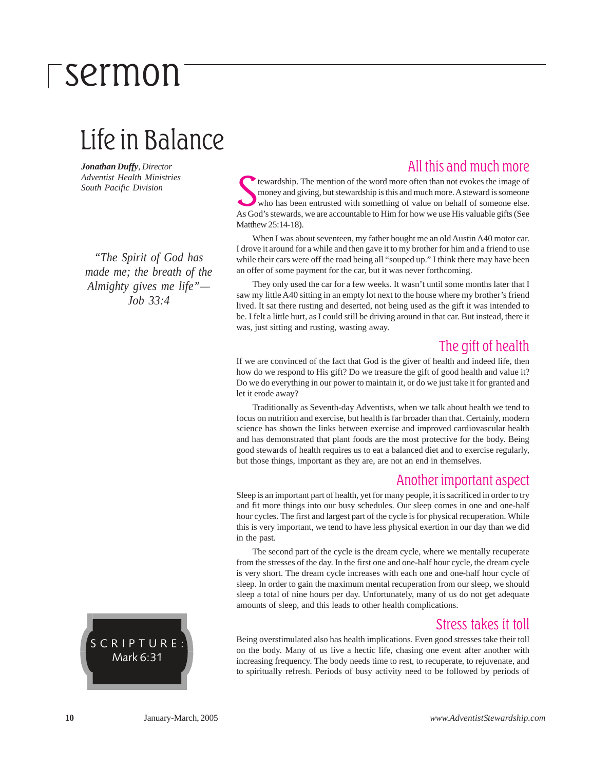# sermon

## Life in Balance

***Jonathan Duffy**, Director*
*Adventist Health Ministries*
*South Pacific Division*

*"The Spirit of God has made me; the breath of the Almighty gives me life"—Job 33:4*

SCRIPTURE: Mark 6:31

### All this and much more

Stewardship. The mention of the word more often than not evokes the image of money and giving, but stewardship is this and much more. A steward is someone who has been entrusted with something of value on behalf of someone else. As God's stewards, we are accountable to Him for how we use His valuable gifts (See Matthew 25:14-18).

When I was about seventeen, my father bought me an old Austin A40 motor car. I drove it around for a while and then gave it to my brother for him and a friend to use while their cars were off the road being all "souped up." I think there may have been an offer of some payment for the car, but it was never forthcoming.

They only used the car for a few weeks. It wasn't until some months later that I saw my little A40 sitting in an empty lot next to the house where my brother's friend lived. It sat there rusting and deserted, not being used as the gift it was intended to be. I felt a little hurt, as I could still be driving around in that car. But instead, there it was, just sitting and rusting, wasting away.

### The gift of health

If we are convinced of the fact that God is the giver of health and indeed life, then how do we respond to His gift? Do we treasure the gift of good health and value it? Do we do everything in our power to maintain it, or do we just take it for granted and let it erode away?

Traditionally as Seventh-day Adventists, when we talk about health we tend to focus on nutrition and exercise, but health is far broader than that. Certainly, modern science has shown the links between exercise and improved cardiovascular health and has demonstrated that plant foods are the most protective for the body. Being good stewards of health requires us to eat a balanced diet and to exercise regularly, but those things, important as they are, are not an end in themselves.

### Another important aspect

Sleep is an important part of health, yet for many people, it is sacrificed in order to try and fit more things into our busy schedules. Our sleep comes in one and one-half hour cycles. The first and largest part of the cycle is for physical recuperation. While this is very important, we tend to have less physical exertion in our day than we did in the past.

The second part of the cycle is the dream cycle, where we mentally recuperate from the stresses of the day. In the first one and one-half hour cycle, the dream cycle is very short. The dream cycle increases with each one and one-half hour cycle of sleep. In order to gain the maximum mental recuperation from our sleep, we should sleep a total of nine hours per day. Unfortunately, many of us do not get adequate amounts of sleep, and this leads to other health complications.

### Stress takes it toll

Being overstimulated also has health implications. Even good stresses take their toll on the body. Many of us live a hectic life, chasing one event after another with increasing frequency. The body needs time to rest, to recuperate, to rejuvenate, and to spiritually refresh. Periods of busy activity need to be followed by periods of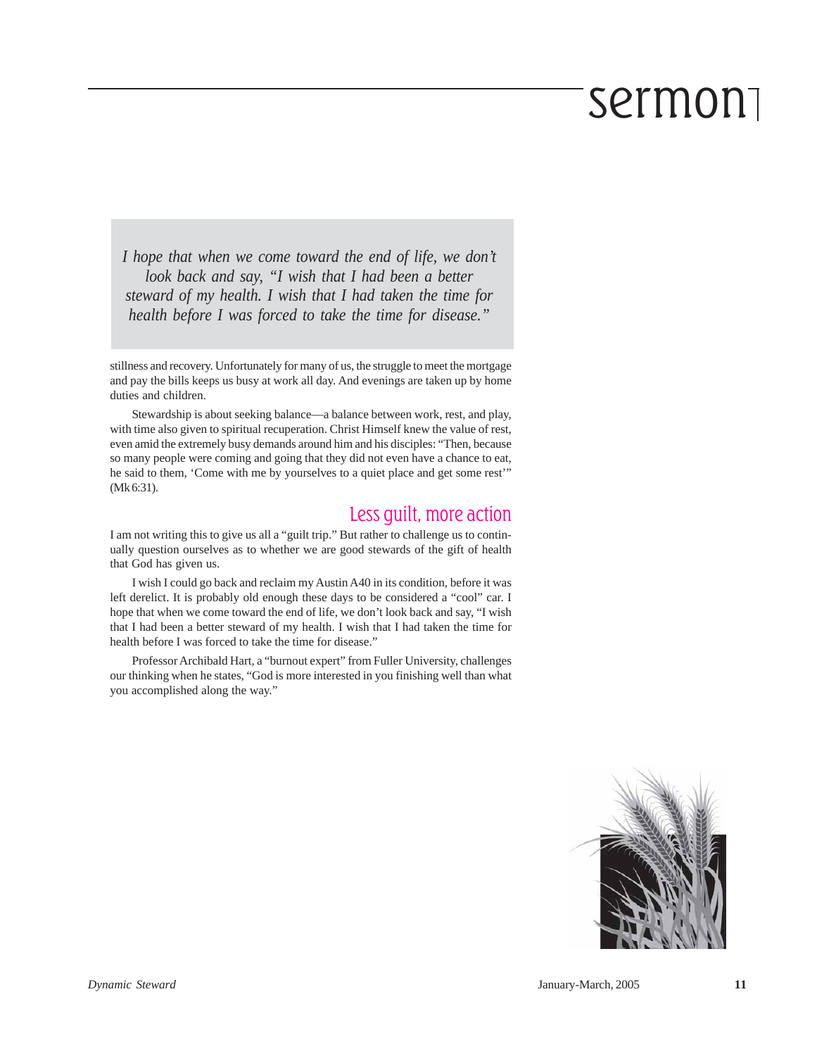*I hope that when we come toward the end of life, we don't look back and say, "I wish that I had been a better steward of my health. I wish that I had taken the time for health before I was forced to take the time for disease."*

stillness and recovery. Unfortunately for many of us, the struggle to meet the mortgage and pay the bills keeps us busy at work all day. And evenings are taken up by home duties and children.

Stewardship is about seeking balance—a balance between work, rest, and play, with time also given to spiritual recuperation. Christ Himself knew the value of rest, even amid the extremely busy demands around him and his disciples: "Then, because so many people were coming and going that they did not even have a chance to eat, he said to them, 'Come with me by yourselves to a quiet place and get some rest'" (Mk 6:31).

## Less guilt, more action

I am not writing this to give us all a "guilt trip." But rather to challenge us to continually question ourselves as to whether we are good stewards of the gift of health that God has given us.

I wish I could go back and reclaim my Austin A40 in its condition, before it was left derelict. It is probably old enough these days to be considered a "cool" car. I hope that when we come toward the end of life, we don't look back and say, "I wish that I had been a better steward of my health. I wish that I had taken the time for health before I was forced to take the time for disease."

Professor Archibald Hart, a "burnout expert" from Fuller University, challenges our thinking when he states, "God is more interested in you finishing well than what you accomplished along the way."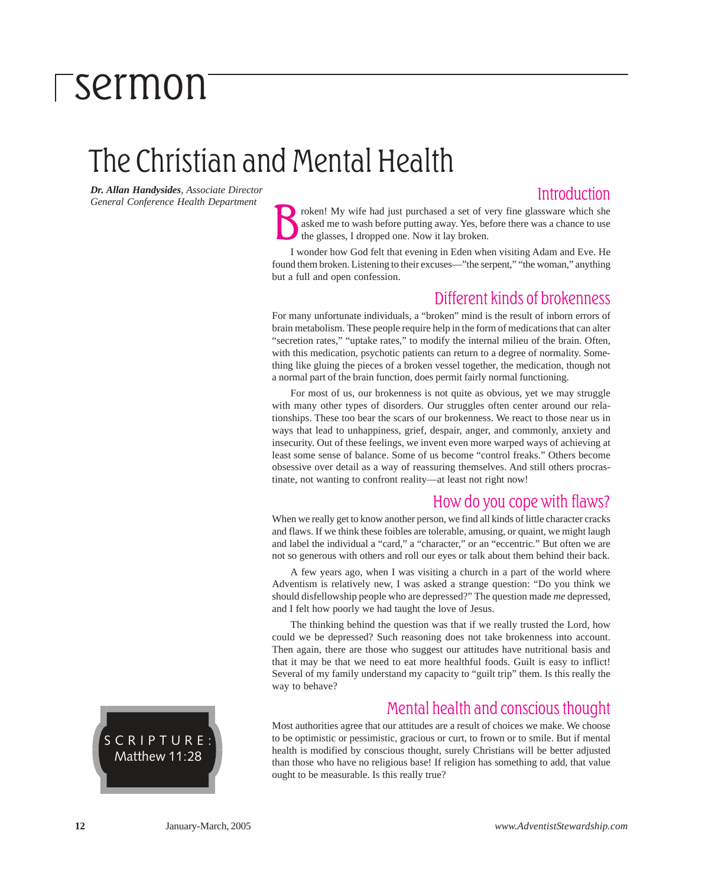# sermon

## The Christian and Mental Health

***Dr. Allan Handysides**, Associate Director*
*General Conference Health Department*

SCRIPTURE: Matthew 11:28

### Introduction

Broken! My wife had just purchased a set of very fine glassware which she asked me to wash before putting away. Yes, before there was a chance to use the glasses, I dropped one. Now it lay broken.

I wonder how God felt that evening in Eden when visiting Adam and Eve. He found them broken. Listening to their excuses—"the serpent," "the woman," anything but a full and open confession.

### Different kinds of brokenness

For many unfortunate individuals, a "broken" mind is the result of inborn errors of brain metabolism. These people require help in the form of medications that can alter "secretion rates," "uptake rates," to modify the internal milieu of the brain. Often, with this medication, psychotic patients can return to a degree of normality. Something like gluing the pieces of a broken vessel together, the medication, though not a normal part of the brain function, does permit fairly normal functioning.

For most of us, our brokenness is not quite as obvious, yet we may struggle with many other types of disorders. Our struggles often center around our relationships. These too bear the scars of our brokenness. We react to those near us in ways that lead to unhappiness, grief, despair, anger, and commonly, anxiety and insecurity. Out of these feelings, we invent even more warped ways of achieving at least some sense of balance. Some of us become "control freaks." Others become obsessive over detail as a way of reassuring themselves. And still others procrastinate, not wanting to confront reality—at least not right now!

### How do you cope with flaws?

When we really get to know another person, we find all kinds of little character cracks and flaws. If we think these foibles are tolerable, amusing, or quaint, we might laugh and label the individual a "card," a "character," or an "eccentric." But often we are not so generous with others and roll our eyes or talk about them behind their back.

A few years ago, when I was visiting a church in a part of the world where Adventism is relatively new, I was asked a strange question: "Do you think we should disfellowship people who are depressed?" The question made *me* depressed, and I felt how poorly we had taught the love of Jesus.

The thinking behind the question was that if we really trusted the Lord, how could we be depressed? Such reasoning does not take brokenness into account. Then again, there are those who suggest our attitudes have nutritional basis and that it may be that we need to eat more healthful foods. Guilt is easy to inflict! Several of my family understand my capacity to "guilt trip" them. Is this really the way to behave?

### Mental health and conscious thought

Most authorities agree that our attitudes are a result of choices we make. We choose to be optimistic or pessimistic, gracious or curt, to frown or to smile. But if mental health is modified by conscious thought, surely Christians will be better adjusted than those who have no religious base! If religion has something to add, that value ought to be measurable. Is this really true?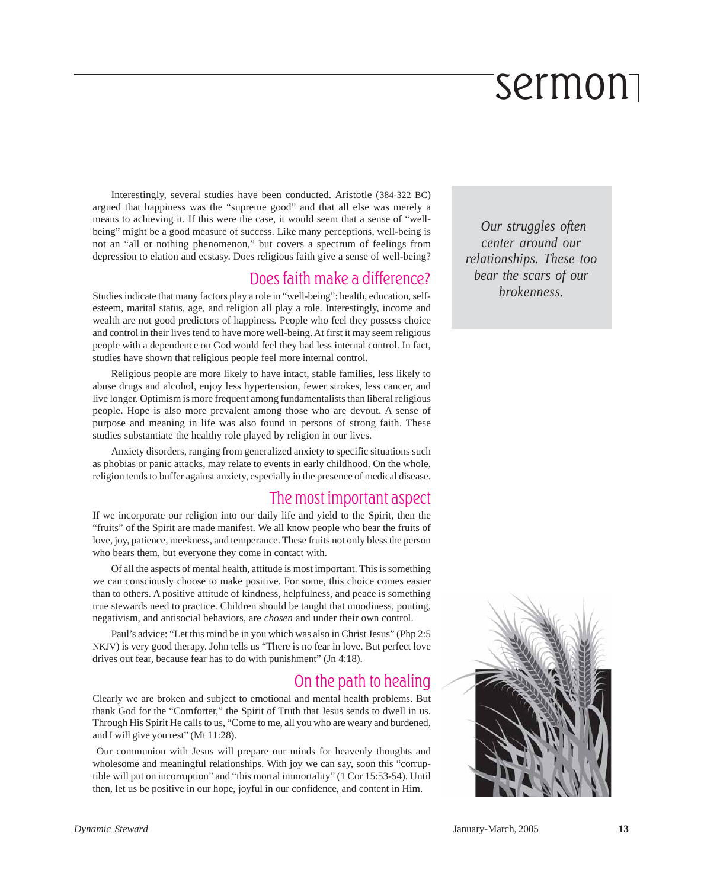Interestingly, several studies have been conducted. Aristotle (384-322 BC) argued that happiness was the "supreme good" and that all else was merely a means to achieving it. If this were the case, it would seem that a sense of "well-being" might be a good measure of success. Like many perceptions, well-being is not an "all or nothing phenomenon," but covers a spectrum of feelings from depression to elation and ecstasy. Does religious faith give a sense of well-being?

## Does faith make a difference?

Studies indicate that many factors play a role in "well-being": health, education, self-esteem, marital status, age, and religion all play a role. Interestingly, income and wealth are not good predictors of happiness. People who feel they possess choice and control in their lives tend to have more well-being. At first it may seem religious people with a dependence on God would feel they had less internal control. In fact, studies have shown that religious people feel more internal control.

Religious people are more likely to have intact, stable families, less likely to abuse drugs and alcohol, enjoy less hypertension, fewer strokes, less cancer, and live longer. Optimism is more frequent among fundamentalists than liberal religious people. Hope is also more prevalent among those who are devout. A sense of purpose and meaning in life was also found in persons of strong faith. These studies substantiate the healthy role played by religion in our lives.

Anxiety disorders, ranging from generalized anxiety to specific situations such as phobias or panic attacks, may relate to events in early childhood. On the whole, religion tends to buffer against anxiety, especially in the presence of medical disease.

*Our struggles often center around our relationships. These too bear the scars of our brokenness.*

## The most important aspect

If we incorporate our religion into our daily life and yield to the Spirit, then the "fruits" of the Spirit are made manifest. We all know people who bear the fruits of love, joy, patience, meekness, and temperance. These fruits not only bless the person who bears them, but everyone they come in contact with.

Of all the aspects of mental health, attitude is most important. This is something we can consciously choose to make positive. For some, this choice comes easier than to others. A positive attitude of kindness, helpfulness, and peace is something true stewards need to practice. Children should be taught that moodiness, pouting, negativism, and antisocial behaviors, are *chosen* and under their own control.

Paul's advice: "Let this mind be in you which was also in Christ Jesus" (Php 2:5 NKJV) is very good therapy. John tells us "There is no fear in love. But perfect love drives out fear, because fear has to do with punishment" (Jn 4:18).

## On the path to healing

Clearly we are broken and subject to emotional and mental health problems. But thank God for the "Comforter," the Spirit of Truth that Jesus sends to dwell in us. Through His Spirit He calls to us, "Come to me, all you who are weary and burdened, and I will give you rest" (Mt 11:28).

Our communion with Jesus will prepare our minds for heavenly thoughts and wholesome and meaningful relationships. With joy we can say, soon this "corruptible will put on incorruption" and "this mortal immortality" (1 Cor 15:53-54). Until then, let us be positive in our hope, joyful in our confidence, and content in Him.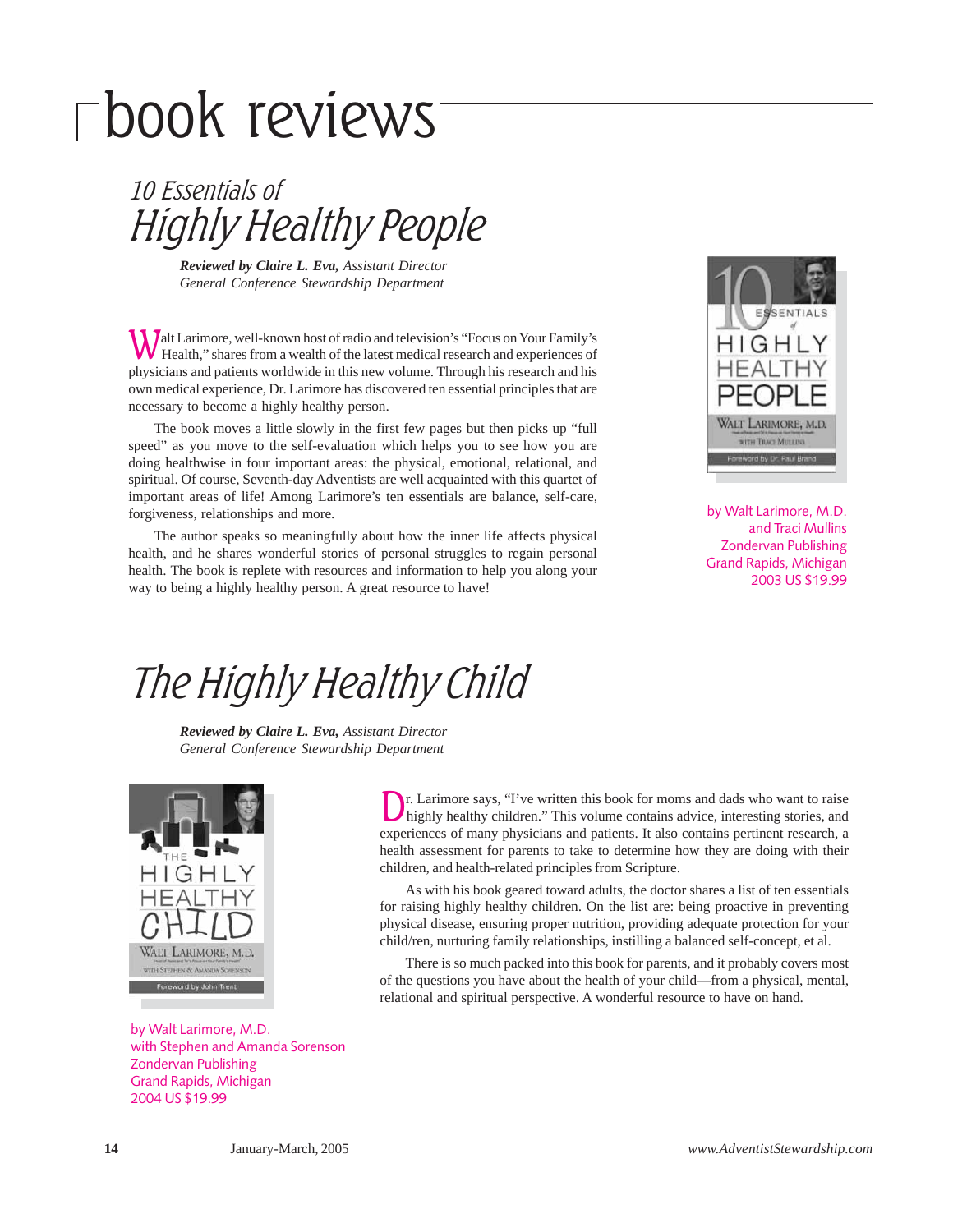# book reviews

## 10 Essentials of Highly Healthy People

***Reviewed by Claire L. Eva,** Assistant Director*
*General Conference Stewardship Department*

Walt Larimore, well-known host of radio and television's "Focus on Your Family's Health," shares from a wealth of the latest medical research and experiences of physicians and patients worldwide in this new volume. Through his research and his own medical experience, Dr. Larimore has discovered ten essential principles that are necessary to become a highly healthy person.

The book moves a little slowly in the first few pages but then picks up "full speed" as you move to the self-evaluation which helps you to see how you are doing healthwise in four important areas: the physical, emotional, relational, and spiritual. Of course, Seventh-day Adventists are well acquainted with this quartet of important areas of life! Among Larimore's ten essentials are balance, self-care, forgiveness, relationships and more.

The author speaks so meaningfully about how the inner life affects physical health, and he shares wonderful stories of personal struggles to regain personal health. The book is replete with resources and information to help you along your way to being a highly healthy person. A great resource to have!

by Walt Larimore, M.D.
and Traci Mullins
Zondervan Publishing
Grand Rapids, Michigan
2003 US $19.99

## The Highly Healthy Child

***Reviewed by Claire L. Eva,** Assistant Director*
*General Conference Stewardship Department*

Dr. Larimore says, "I've written this book for moms and dads who want to raise highly healthy children." This volume contains advice, interesting stories, and experiences of many physicians and patients. It also contains pertinent research, a health assessment for parents to take to determine how they are doing with their children, and health-related principles from Scripture.

As with his book geared toward adults, the doctor shares a list of ten essentials for raising highly healthy children. On the list are: being proactive in preventing physical disease, ensuring proper nutrition, providing adequate protection for your child/ren, nurturing family relationships, instilling a balanced self-concept, et al.

There is so much packed into this book for parents, and it probably covers most of the questions you have about the health of your child—from a physical, mental, relational and spiritual perspective. A wonderful resource to have on hand.

by Walt Larimore, M.D.
with Stephen and Amanda Sorenson
Zondervan Publishing
Grand Rapids, Michigan
2004 US $19.99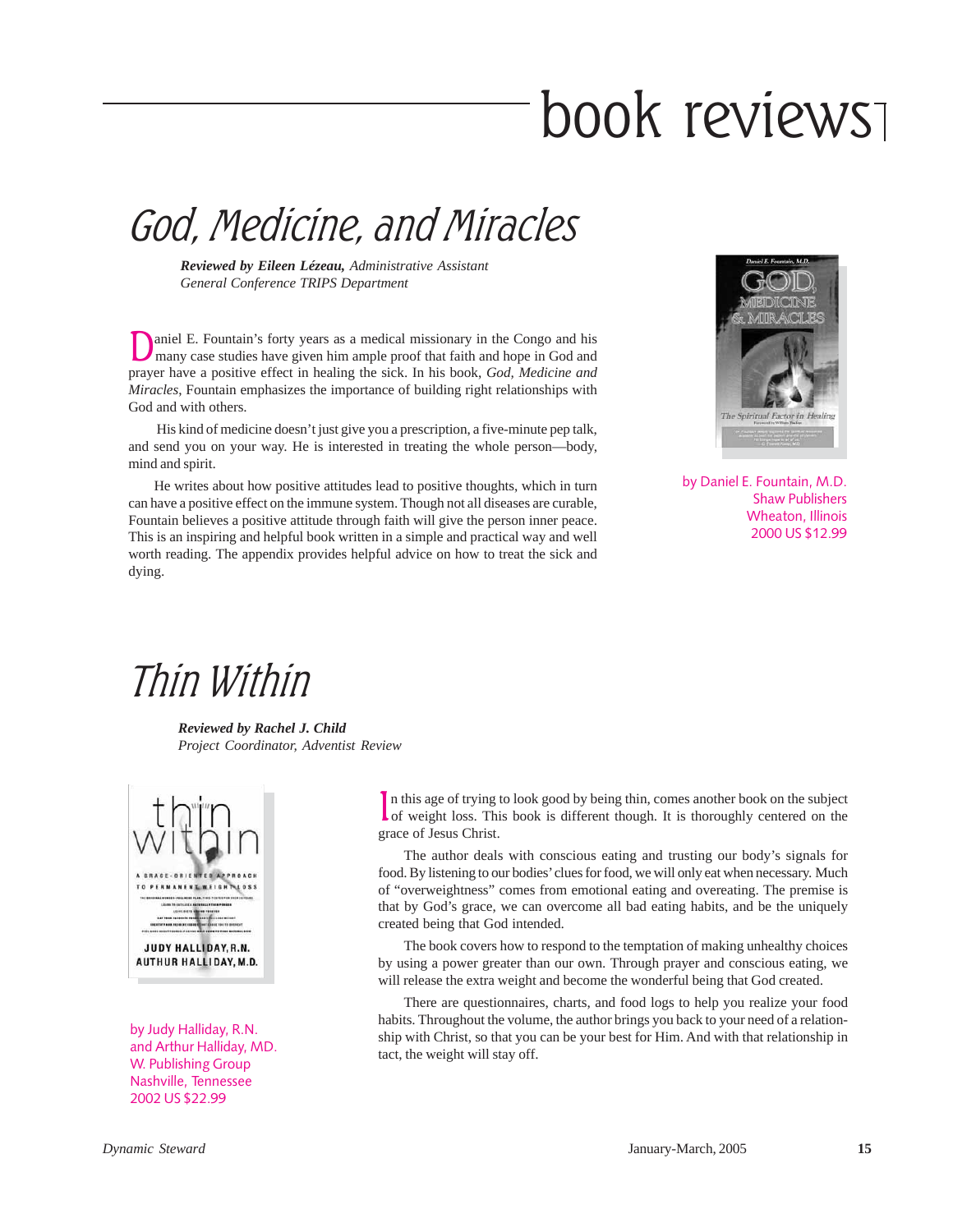# book reviews

## God, Medicine, and Miracles

***Reviewed by Eileen Lézeau,*** *Administrative Assistant*
*General Conference TRIPS Department*

by Daniel E. Fountain, M.D.
Shaw Publishers
Wheaton, Illinois
2000 US $12.99

Daniel E. Fountain's forty years as a medical missionary in the Congo and his many case studies have given him ample proof that faith and hope in God and prayer have a positive effect in healing the sick. In his book, *God, Medicine and Miracles*, Fountain emphasizes the importance of building right relationships with God and with others.

His kind of medicine doesn't just give you a prescription, a five-minute pep talk, and send you on your way. He is interested in treating the whole person—body, mind and spirit.

He writes about how positive attitudes lead to positive thoughts, which in turn can have a positive effect on the immune system. Though not all diseases are curable, Fountain believes a positive attitude through faith will give the person inner peace. This is an inspiring and helpful book written in a simple and practical way and well worth reading. The appendix provides helpful advice on how to treat the sick and dying.

## Thin Within

***Reviewed by Rachel J. Child***
*Project Coordinator, Adventist Review*

by Judy Halliday, R.N.
and Arthur Halliday, MD.
W. Publishing Group
Nashville, Tennessee
2002 US $22.99

In this age of trying to look good by being thin, comes another book on the subject of weight loss. This book is different though. It is thoroughly centered on the grace of Jesus Christ.

The author deals with conscious eating and trusting our body's signals for food. By listening to our bodies' clues for food, we will only eat when necessary. Much of "overweightness" comes from emotional eating and overeating. The premise is that by God's grace, we can overcome all bad eating habits, and be the uniquely created being that God intended.

The book covers how to respond to the temptation of making unhealthy choices by using a power greater than our own. Through prayer and conscious eating, we will release the extra weight and become the wonderful being that God created.

There are questionnaires, charts, and food logs to help you realize your food habits. Throughout the volume, the author brings you back to your need of a relationship with Christ, so that you can be your best for Him. And with that relationship in tact, the weight will stay off.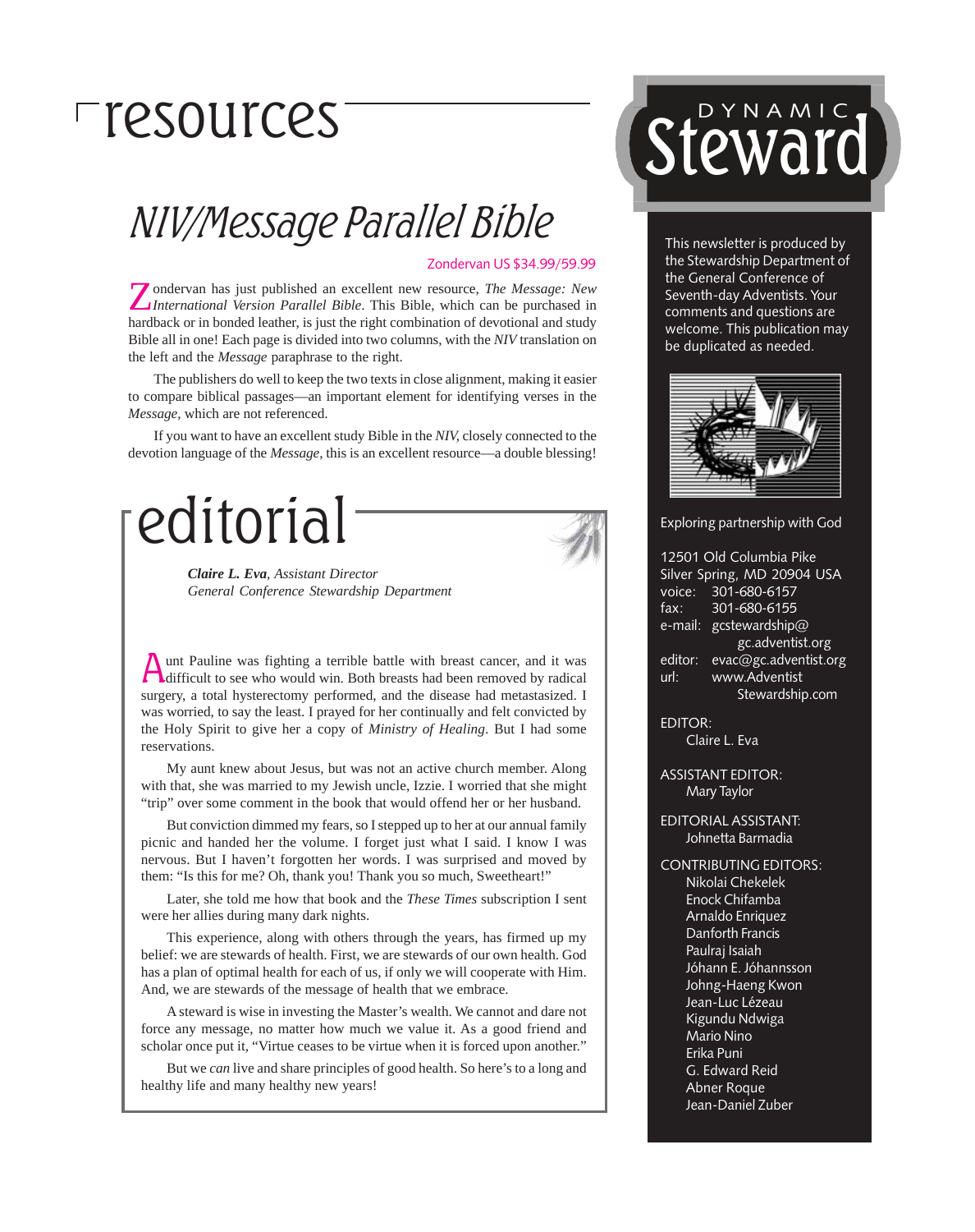# resources

## NIV/Message Parallel Bible

Zondervan US $34.99/59.99

Zondervan has just published an excellent new resource, *The Message: New International Version Parallel Bible*. This Bible, which can be purchased in hardback or in bonded leather, is just the right combination of devotional and study Bible all in one! Each page is divided into two columns, with the *NIV* translation on the left and the *Message* paraphrase to the right.

The publishers do well to keep the two texts in close alignment, making it easier to compare biblical passages—an important element for identifying verses in the *Message*, which are not referenced.

If you want to have an excellent study Bible in the *NIV,* closely connected to the devotion language of the *Message,* this is an excellent resource—a double blessing!

# editorial

***Claire L. Eva**, Assistant Director*
*General Conference Stewardship Department*

Aunt Pauline was fighting a terrible battle with breast cancer, and it was difficult to see who would win. Both breasts had been removed by radical surgery, a total hysterectomy performed, and the disease had metastasized. I was worried, to say the least. I prayed for her continually and felt convicted by the Holy Spirit to give her a copy of *Ministry of Healing*. But I had some reservations.

My aunt knew about Jesus, but was not an active church member. Along with that, she was married to my Jewish uncle, Izzie. I worried that she might "trip" over some comment in the book that would offend her or her husband.

But conviction dimmed my fears, so I stepped up to her at our annual family picnic and handed her the volume. I forget just what I said. I know I was nervous. But I haven't forgotten her words. I was surprised and moved by them: "Is this for me? Oh, thank you! Thank you so much, Sweetheart!"

Later, she told me how that book and the *These Times* subscription I sent were her allies during many dark nights.

This experience, along with others through the years, has firmed up my belief: we are stewards of health. First, we are stewards of our own health. God has a plan of optimal health for each of us, if only we will cooperate with Him. And, we are stewards of the message of health that we embrace.

A steward is wise in investing the Master's wealth. We cannot and dare not force any message, no matter how much we value it. As a good friend and scholar once put it, "Virtue ceases to be virtue when it is forced upon another."

But we *can* live and share principles of good health. So here's to a long and healthy life and many healthy new years!

---

# DYNAMIC Steward

This newsletter is produced by the Stewardship Department of the General Conference of Seventh-day Adventists. Your comments and questions are welcome. This publication may be duplicated as needed.

Exploring partnership with God

12501 Old Columbia Pike
Silver Spring, MD 20904 USA
voice: 301-680-6157
fax: 301-680-6155
e-mail: gcstewardship@gc.adventist.org
editor: evac@gc.adventist.org
url: www.AdventistStewardship.com

EDITOR:
Claire L. Eva

ASSISTANT EDITOR:
Mary Taylor

EDITORIAL ASSISTANT:
Johnetta Barmadia

CONTRIBUTING EDITORS:
Nikolai Chekelek
Enock Chifamba
Arnaldo Enriquez
Danforth Francis
Paulraj Isaiah
Jóhann E. Jóhannsson
Johng-Haeng Kwon
Jean-Luc Lézeau
Kigundu Ndwiga
Mario Nino
Erika Puni
G. Edward Reid
Abner Roque
Jean-Daniel Zuber